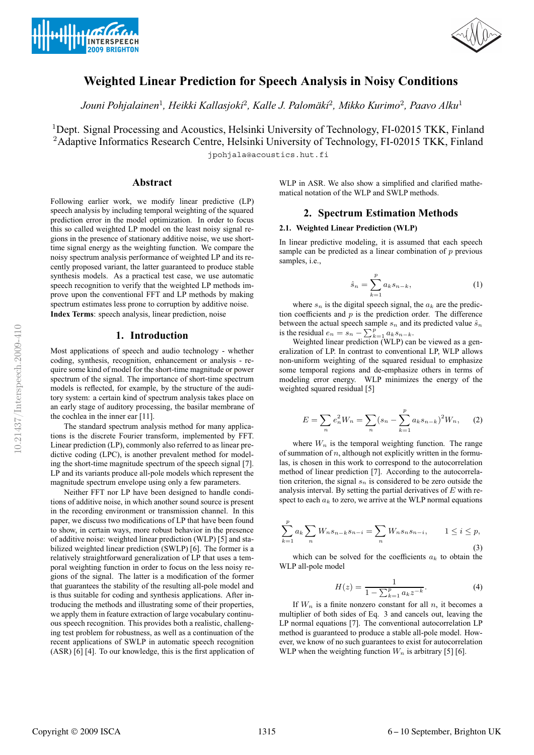# Weighted Linear Prediction for Speech Analysis in Noisy Conditions

*Jouni Pohjalainen*[1], *Heikki Kallasjoki*[2], *Kalle J. Palomäki*[2], *Mikko Kurimo*[2], *Paavo Alku*[1]

[1]Dept. Signal Processing and Acoustics, Helsinki University of Technology, FI-02015 TKK, Finland
[2]Adaptive Informatics Research Centre, Helsinki University of Technology, FI-02015 TKK, Finland

jpohjala@acoustics.hut.fi

## Abstract

Following earlier work, we modify linear predictive (LP) speech analysis by including temporal weighting of the squared prediction error in the model optimization. In order to focus this so called weighted LP model on the least noisy signal regions in the presence of stationary additive noise, we use short-time signal energy as the weighting function. We compare the noisy spectrum analysis performance of weighted LP and its recently proposed variant, the latter guaranteed to produce stable synthesis models. As a practical test case, we use automatic speech recognition to verify that the weighted LP methods improve upon the conventional FFT and LP methods by making spectrum estimates less prone to corruption by additive noise.

**Index Terms**: speech analysis, linear prediction, noise

## 1. Introduction

Most applications of speech and audio technology - whether coding, synthesis, recognition, enhancement or analysis - require some kind of model for the short-time magnitude or power spectrum of the signal. The importance of short-time spectrum models is reflected, for example, by the structure of the auditory system: a certain kind of spectrum analysis takes place on an early stage of auditory processing, the basilar membrane of the cochlea in the inner ear [11].

The standard spectrum analysis method for many applications is the discrete Fourier transform, implemented by FFT. Linear prediction (LP), commonly also referred to as linear predictive coding (LPC), is another prevalent method for modeling the short-time magnitude spectrum of the speech signal [7]. LP and its variants produce all-pole models which represent the magnitude spectrum envelope using only a few parameters.

Neither FFT nor LP have been designed to handle conditions of additive noise, in which another sound source is present in the recording environment or transmission channel. In this paper, we discuss two modifications of LP that have been found to show, in certain ways, more robust behavior in the presence of additive noise: weighted linear prediction (WLP) [5] and stabilized weighted linear prediction (SWLP) [6]. The former is a relatively straightforward generalization of LP that uses a temporal weighting function in order to focus on the less noisy regions of the signal. The latter is a modification of the former that guarantees the stability of the resulting all-pole model and is thus suitable for coding and synthesis applications. After introducing the methods and illustrating some of their properties, we apply them in feature extraction of large vocabulary continuous speech recognition. This provides both a realistic, challenging test problem for robustness, as well as a continuation of the recent applications of SWLP in automatic speech recognition (ASR) [6] [4]. To our knowledge, this is the first application of WLP in ASR. We also show a simplified and clarified mathematical notation of the WLP and SWLP methods.

## 2. Spectrum Estimation Methods

### 2.1. Weighted Linear Prediction (WLP)

In linear predictive modeling, it is assumed that each speech sample can be predicted as a linear combination of $p$ previous samples, i.e.,

$$\hat{s}_n = \sum_{k=1}^{p} a_k s_{n-k}, \tag{1}$$

where $s_n$ is the digital speech signal, the $a_k$ are the prediction coefficients and $p$ is the prediction order. The difference between the actual speech sample $s_n$ and its predicted value $\hat{s}_n$ is the residual $e_n = s_n - \sum_{k=1}^{p} a_k s_{n-k}$.

Weighted linear prediction (WLP) can be viewed as a generalization of LP. In contrast to conventional LP, WLP allows non-uniform weighting of the squared residual to emphasize some temporal regions and de-emphasize others in terms of modeling error energy. WLP minimizes the energy of the weighted squared residual [5]

$$E = \sum_n e_n^2 W_n = \sum_n (s_n - \sum_{k=1}^{p} a_k s_{n-k})^2 W_n, \tag{2}$$

where $W_n$ is the temporal weighting function. The range of summation of $n$, although not explicitly written in the formulas, is chosen in this work to correspond to the autocorrelation method of linear prediction [7]. According to the autocorrelation criterion, the signal $s_n$ is considered to be zero outside the analysis interval. By setting the partial derivatives of $E$ with respect to each $a_k$ to zero, we arrive at the WLP normal equations

$$\sum_{k=1}^{p} a_k \sum_n W_n s_{n-k} s_{n-i} = \sum_n W_n s_n s_{n-i}, \qquad 1 \leq i \leq p, \tag{3}$$

which can be solved for the coefficients $a_k$ to obtain the WLP all-pole model

$$H(z) = \frac{1}{1 - \sum_{k=1}^{p} a_k z^{-k}}. \tag{4}$$

If $W_n$ is a finite nonzero constant for all $n$, it becomes a multiplier of both sides of Eq. 3 and cancels out, leaving the LP normal equations [7]. The conventional autocorrelation LP method is guaranteed to produce a stable all-pole model. However, we know of no such guarantees to exist for autocorrelation WLP when the weighting function $W_n$ is arbitrary [5] [6].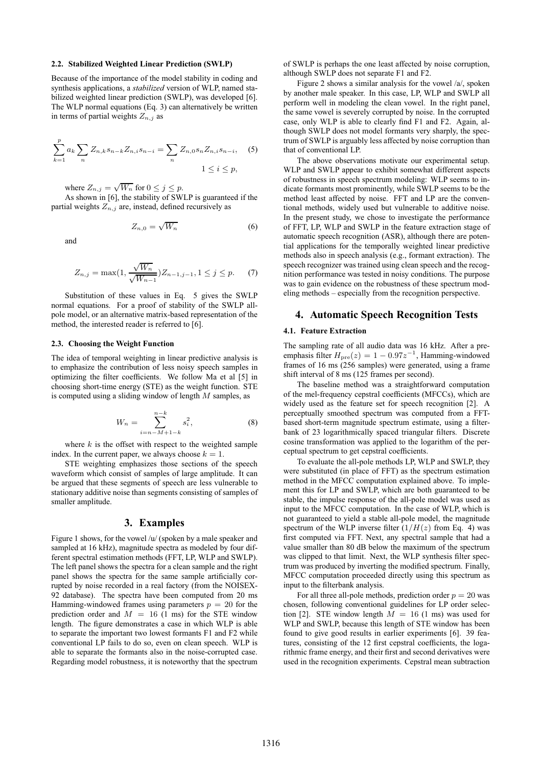### 2.2. Stabilized Weighted Linear Prediction (SWLP)

Because of the importance of the model stability in coding and synthesis applications, a *stabilized* version of WLP, named stabilized weighted linear prediction (SWLP), was developed [6]. The WLP normal equations (Eq. 3) can alternatively be written in terms of partial weights $Z_{n,j}$ as

$$\sum_{k=1}^{p} a_k \sum_{n} Z_{n,k} s_{n-k} Z_{n,i} s_{n-i} = \sum_{n} Z_{n,0} s_n Z_{n,i} s_{n-i}, \quad (5)$$
$$1 \leq i \leq p,$$

where $Z_{n,j} = \sqrt{W_n}$ for $0 \leq j \leq p$.

As shown in [6], the stability of SWLP is guaranteed if the partial weights $Z_{n,j}$ are, instead, defined recursively as

$$Z_{n,0} = \sqrt{W_n} \quad (6)$$

and

$$Z_{n,j} = \max(1, \frac{\sqrt{W_n}}{\sqrt{W_{n-1}}}) Z_{n-1,j-1}, 1 \leq j \leq p. \quad (7)$$

Substitution of these values in Eq. 5 gives the SWLP normal equations. For a proof of stability of the SWLP all-pole model, or an alternative matrix-based representation of the method, the interested reader is referred to [6].

### 2.3. Choosing the Weight Function

The idea of temporal weighting in linear predictive analysis is to emphasize the contribution of less noisy speech samples in optimizing the filter coefficients. We follow Ma et al [5] in choosing short-time energy (STE) as the weight function. STE is computed using a sliding window of length $M$ samples, as

$$W_n = \sum_{i=n-M+1-k}^{n-k} s_i^2, \quad (8)$$

where $k$ is the offset with respect to the weighted sample index. In the current paper, we always choose $k = 1$.

STE weighting emphasizes those sections of the speech waveform which consist of samples of large amplitude. It can be argued that these segments of speech are less vulnerable to stationary additive noise than segments consisting of samples of smaller amplitude.

## 3. Examples

Figure 1 shows, for the vowel /u/ (spoken by a male speaker and sampled at 16 kHz), magnitude spectra as modeled by four different spectral estimation methods (FFT, LP, WLP and SWLP). The left panel shows the spectra for a clean sample and the right panel shows the spectra for the same sample artificially corrupted by noise recorded in a real factory (from the NOISEX-92 database). The spectra have been computed from 20 ms Hamming-windowed frames using parameters $p = 20$ for the prediction order and $M = 16$ (1 ms) for the STE window length. The figure demonstrates a case in which WLP is able to separate the important two lowest formants F1 and F2 while conventional LP fails to do so, even on clean speech. WLP is able to separate the formants also in the noise-corrupted case. Regarding model robustness, it is noteworthy that the spectrum of SWLP is perhaps the one least affected by noise corruption, although SWLP does not separate F1 and F2.

Figure 2 shows a similar analysis for the vowel /a/, spoken by another male speaker. In this case, LP, WLP and SWLP all perform well in modeling the clean vowel. In the right panel, the same vowel is severely corrupted by noise. In the corrupted case, only WLP is able to clearly find F1 and F2. Again, although SWLP does not model formants very sharply, the spectrum of SWLP is arguably less affected by noise corruption than that of conventional LP.

The above observations motivate our experimental setup. WLP and SWLP appear to exhibit somewhat different aspects of robustness in speech spectrum modeling: WLP seems to indicate formants most prominently, while SWLP seems to be the method least affected by noise. FFT and LP are the conventional methods, widely used but vulnerable to additive noise. In the present study, we chose to investigate the performance of FFT, LP, WLP and SWLP in the feature extraction stage of automatic speech recognition (ASR), although there are potential applications for the temporally weighted linear predictive methods also in speech analysis (e.g., formant extraction). The speech recognizer was trained using clean speech and the recognition performance was tested in noisy conditions. The purpose was to gain evidence on the robustness of these spectrum modeling methods – especially from the recognition perspective.

## 4. Automatic Speech Recognition Tests

### 4.1. Feature Extraction

The sampling rate of all audio data was 16 kHz. After a pre-emphasis filter $H_{\text{pre}}(z) = 1 - 0.97z^{-1}$, Hamming-windowed frames of 16 ms (256 samples) were generated, using a frame shift interval of 8 ms (125 frames per second).

The baseline method was a straightforward computation of the mel-frequency cepstral coefficients (MFCCs), which are widely used as the feature set for speech recognition [2]. A perceptually smoothed spectrum was computed from a FFT-based short-term magnitude spectrum estimate, using a filterbank of 23 logarithmically spaced triangular filters. Discrete cosine transformation was applied to the logarithm of the perceptual spectrum to get cepstral coefficients.

To evaluate the all-pole methods LP, WLP and SWLP, they were substituted (in place of FFT) as the spectrum estimation method in the MFCC computation explained above. To implement this for LP and SWLP, which are both guaranteed to be stable, the impulse response of the all-pole model was used as input to the MFCC computation. In the case of WLP, which is not guaranteed to yield a stable all-pole model, the magnitude spectrum of the WLP inverse filter ($1/H(z)$ from Eq. 4) was first computed via FFT. Next, any spectral sample that had a value smaller than 80 dB below the maximum of the spectrum was clipped to that limit. Next, the WLP synthesis filter spectrum was produced by inverting the modified spectrum. Finally, MFCC computation proceeded directly using this spectrum as input to the filterbank analysis.

For all three all-pole methods, prediction order $p = 20$ was chosen, following conventional guidelines for LP order selection [2]. STE window length $M = 16$ (1 ms) was used for WLP and SWLP, because this length of STE window has been found to give good results in earlier experiments [6]. 39 features, consisting of the 12 first cepstral coefficients, the logarithmic frame energy, and their first and second derivatives were used in the recognition experiments. Cepstral mean subtraction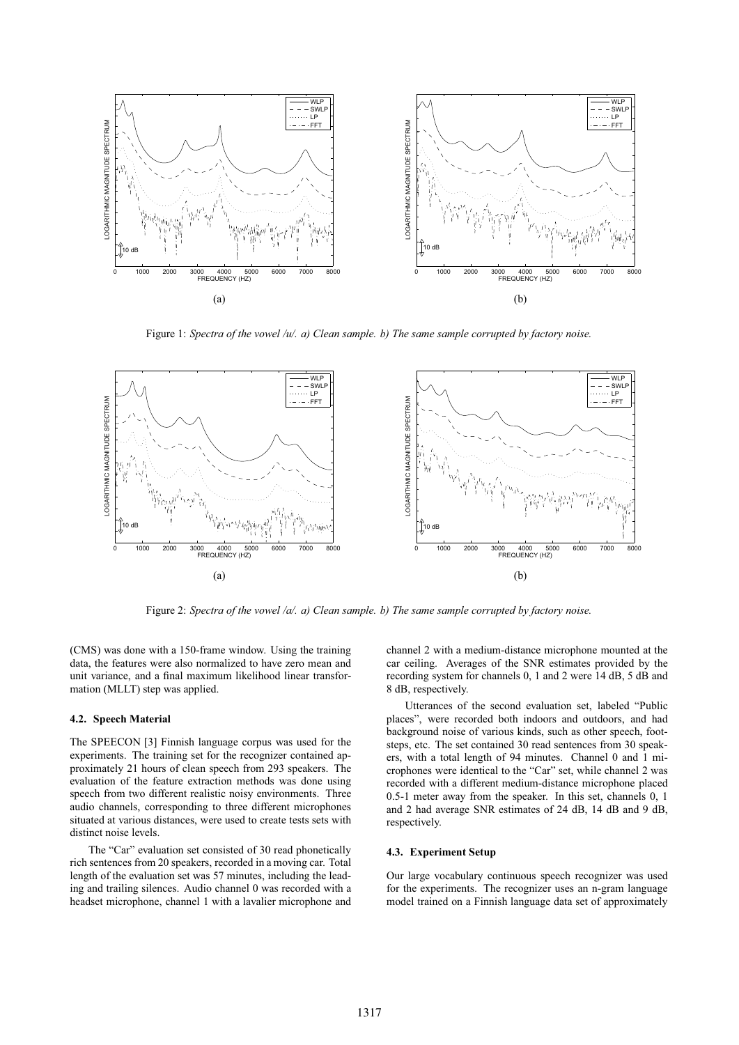Figure 1: *Spectra of the vowel /u/. a) Clean sample. b) The same sample corrupted by factory noise.*

Figure 2: *Spectra of the vowel /a/. a) Clean sample. b) The same sample corrupted by factory noise.*

(CMS) was done with a 150-frame window. Using the training data, the features were also normalized to have zero mean and unit variance, and a final maximum likelihood linear transformation (MLLT) step was applied.

### 4.2. Speech Material

The SPEECON [3] Finnish language corpus was used for the experiments. The training set for the recognizer contained approximately 21 hours of clean speech from 293 speakers. The evaluation of the feature extraction methods was done using speech from two different realistic noisy environments. Three audio channels, corresponding to three different microphones situated at various distances, were used to create tests sets with distinct noise levels.

The "Car" evaluation set consisted of 30 read phonetically rich sentences from 20 speakers, recorded in a moving car. Total length of the evaluation set was 57 minutes, including the leading and trailing silences. Audio channel 0 was recorded with a headset microphone, channel 1 with a lavalier microphone and channel 2 with a medium-distance microphone mounted at the car ceiling. Averages of the SNR estimates provided by the recording system for channels 0, 1 and 2 were 14 dB, 5 dB and 8 dB, respectively.

Utterances of the second evaluation set, labeled "Public places", were recorded both indoors and outdoors, and had background noise of various kinds, such as other speech, footsteps, etc. The set contained 30 read sentences from 30 speakers, with a total length of 94 minutes. Channel 0 and 1 microphones were identical to the "Car" set, while channel 2 was recorded with a different medium-distance microphone placed 0.5-1 meter away from the speaker. In this set, channels 0, 1 and 2 had average SNR estimates of 24 dB, 14 dB and 9 dB, respectively.

### 4.3. Experiment Setup

Our large vocabulary continuous speech recognizer was used for the experiments. The recognizer uses an n-gram language model trained on a Finnish language data set of approximately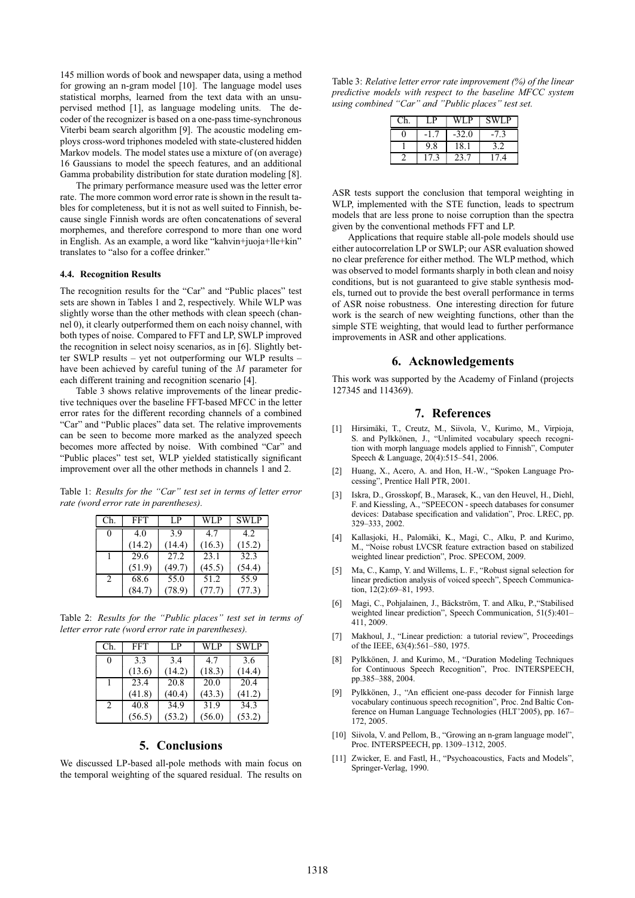145 million words of book and newspaper data, using a method for growing an n-gram model [10]. The language model uses statistical morphs, learned from the text data with an unsupervised method [1], as language modeling units. The decoder of the recognizer is based on a one-pass time-synchronous Viterbi beam search algorithm [9]. The acoustic modeling employs cross-word triphones modeled with state-clustered hidden Markov models. The model states use a mixture of (on average) 16 Gaussians to model the speech features, and an additional Gamma probability distribution for state duration modeling [8].

The primary performance measure used was the letter error rate. The more common word error rate is shown in the result tables for completeness, but it is not as well suited to Finnish, because single Finnish words are often concatenations of several morphemes, and therefore correspond to more than one word in English. As an example, a word like "kahvin+juoja+lle+kin" translates to "also for a coffee drinker."

#### 4.4. Recognition Results

The recognition results for the "Car" and "Public places" test sets are shown in Tables 1 and 2, respectively. While WLP was slightly worse than the other methods with clean speech (channel 0), it clearly outperformed them on each noisy channel, with both types of noise. Compared to FFT and LP, SWLP improved the recognition in select noisy scenarios, as in [6]. Slightly better SWLP results – yet not outperforming our WLP results – have been achieved by careful tuning of the $M$ parameter for each different training and recognition scenario [4].

Table 3 shows relative improvements of the linear predictive techniques over the baseline FFT-based MFCC in the letter error rates for the different recording channels of a combined "Car" and "Public places" data set. The relative improvements can be seen to become more marked as the analyzed speech becomes more affected by noise. With combined "Car" and "Public places" test set, WLP yielded statistically significant improvement over all the other methods in channels 1 and 2.

Table 1: *Results for the "Car" test set in terms of letter error rate (word error rate in parentheses).*

| Ch. | FFT | LP | WLP | SWLP |
|---|---|---|---|---|
| 0 | 4.0 | 3.9 | 4.7 | 4.2 |
| | (14.2) | (14.4) | (16.3) | (15.2) |
| 1 | 29.6 | 27.2 | 23.1 | 32.3 |
| | (51.9) | (49.7) | (45.5) | (54.4) |
| 2 | 68.6 | 55.0 | 51.2 | 55.9 |
| | (84.7) | (78.9) | (77.7) | (77.3) |

Table 2: *Results for the "Public places" test set in terms of letter error rate (word error rate in parentheses).*

| Ch. | FFT | LP | WLP | SWLP |
|---|---|---|---|---|
| 0 | 3.3 | 3.4 | 4.7 | 3.6 |
| | (13.6) | (14.2) | (18.3) | (14.4) |
| 1 | 23.4 | 20.8 | 20.0 | 20.4 |
| | (41.8) | (40.4) | (43.3) | (41.2) |
| 2 | 40.8 | 34.9 | 31.9 | 34.3 |
| | (56.5) | (53.2) | (56.0) | (53.2) |

## 5. Conclusions

We discussed LP-based all-pole methods with main focus on the temporal weighting of the squared residual. The results on ASR tests support the conclusion that temporal weighting in WLP, implemented with the STE function, leads to spectrum models that are less prone to noise corruption than the spectra given by the conventional methods FFT and LP.

Table 3: *Relative letter error rate improvement (%) of the linear predictive models with respect to the baseline MFCC system using combined "Car" and "Public places" test set.*

| Ch. | LP | WLP | SWLP |
|---|---|---|---|
| 0 | -1.7 | -32.0 | -7.3 |
| 1 | 9.8 | 18.1 | 3.2 |
| 2 | 17.3 | 23.7 | 17.4 |

Applications that require stable all-pole models should use either autocorrelation LP or SWLP; our ASR evaluation showed no clear preference for either method. The WLP method, which was observed to model formants sharply in both clean and noisy conditions, but is not guaranteed to give stable synthesis models, turned out to provide the best overall performance in terms of ASR noise robustness. One interesting direction for future work is the search of new weighting functions, other than the simple STE weighting, that would lead to further performance improvements in ASR and other applications.

## 6. Acknowledgements

This work was supported by the Academy of Finland (projects 127345 and 114369).

## 7. References

[1] Hirsimäki, T., Creutz, M., Siivola, V., Kurimo, M., Virpioja, S. and Pylkkönen, J., "Unlimited vocabulary speech recognition with morph language models applied to Finnish", Computer Speech & Language, 20(4):515–541, 2006.

[2] Huang, X., Acero, A. and Hon, H.-W., "Spoken Language Processing", Prentice Hall PTR, 2001.

[3] Iskra, D., Grosskopf, B., Marasek, K., van den Heuvel, H., Diehl, F. and Kiessling, A., "SPEECON - speech databases for consumer devices: Database specification and validation", Proc. LREC, pp. 329–333, 2002.

[4] Kallasjoki, H., Palomäki, K., Magi, C., Alku, P. and Kurimo, M., "Noise robust LVCSR feature extraction based on stabilized weighted linear prediction", Proc. SPECOM, 2009.

[5] Ma, C., Kamp, Y. and Willems, L. F., "Robust signal selection for linear prediction analysis of voiced speech", Speech Communication, 12(2):69–81, 1993.

[6] Magi, C., Pohjalainen, J., Bäckström, T. and Alku, P.,"Stabilised weighted linear prediction", Speech Communication, 51(5):401–411, 2009.

[7] Makhoul, J., "Linear prediction: a tutorial review", Proceedings of the IEEE, 63(4):561–580, 1975.

[8] Pylkkönen, J. and Kurimo, M., "Duration Modeling Techniques for Continuous Speech Recognition", Proc. INTERSPEECH, pp.385–388, 2004.

[9] Pylkkönen, J., "An efficient one-pass decoder for Finnish large vocabulary continuous speech recognition", Proc. 2nd Baltic Conference on Human Language Technologies (HLT'2005), pp. 167–172, 2005.

[10] Siivola, V. and Pellom, B., "Growing an n-gram language model", Proc. INTERSPEECH, pp. 1309–1312, 2005.

[11] Zwicker, E. and Fastl, H., "Psychoacoustics, Facts and Models", Springer-Verlag, 1990.